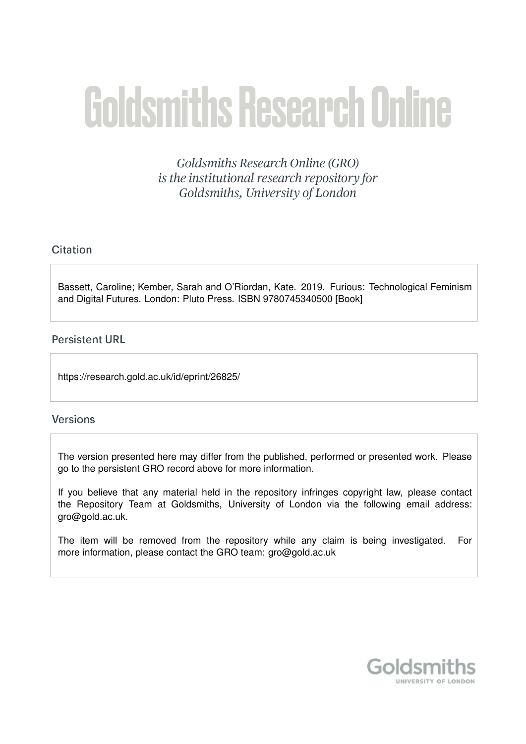# Goldsmiths Research Online

*Goldsmiths Research Online (GRO) is the institutional research repository for Goldsmiths, University of London*

## Citation

Bassett, Caroline; Kember, Sarah and O'Riordan, Kate. 2019. Furious: Technological Feminism and Digital Futures. London: Pluto Press. ISBN 9780745340500 [Book]

## Persistent URL

https://research.gold.ac.uk/id/eprint/26825/

## Versions

The version presented here may differ from the published, performed or presented work. Please go to the persistent GRO record above for more information.

If you believe that any material held in the repository infringes copyright law, please contact the Repository Team at Goldsmiths, University of London via the following email address: gro@gold.ac.uk.

The item will be removed from the repository while any claim is being investigated. For more information, please contact the GRO team: gro@gold.ac.uk

Goldsmiths
UNIVERSITY OF LONDON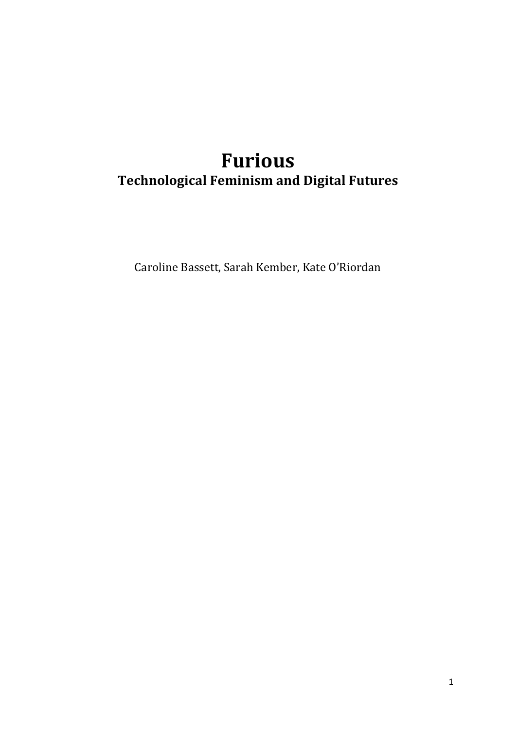# Furious

## Technological Feminism and Digital Futures

Caroline Bassett, Sarah Kember, Kate O'Riordan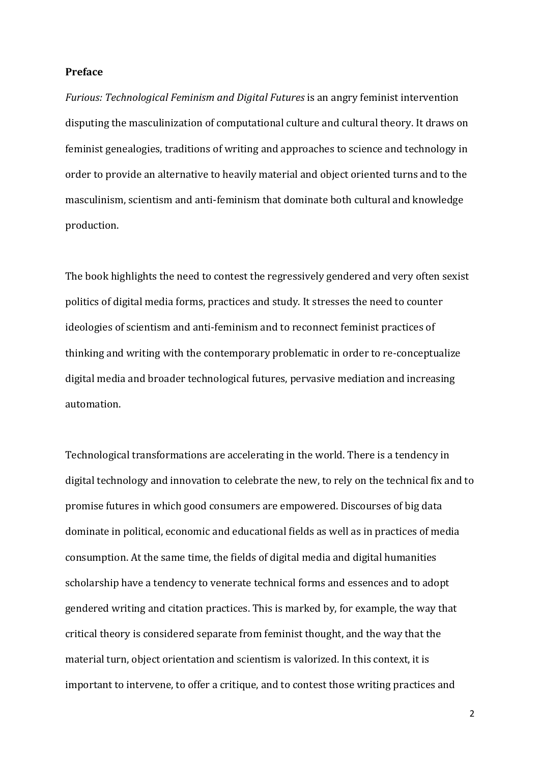**Preface**

*Furious: Technological Feminism and Digital Futures* is an angry feminist intervention disputing the masculinization of computational culture and cultural theory. It draws on feminist genealogies, traditions of writing and approaches to science and technology in order to provide an alternative to heavily material and object oriented turns and to the masculinism, scientism and anti-feminism that dominate both cultural and knowledge production.

The book highlights the need to contest the regressively gendered and very often sexist politics of digital media forms, practices and study. It stresses the need to counter ideologies of scientism and anti-feminism and to reconnect feminist practices of thinking and writing with the contemporary problematic in order to re-conceptualize digital media and broader technological futures, pervasive mediation and increasing automation.

Technological transformations are accelerating in the world. There is a tendency in digital technology and innovation to celebrate the new, to rely on the technical fix and to promise futures in which good consumers are empowered. Discourses of big data dominate in political, economic and educational fields as well as in practices of media consumption. At the same time, the fields of digital media and digital humanities scholarship have a tendency to venerate technical forms and essences and to adopt gendered writing and citation practices. This is marked by, for example, the way that critical theory is considered separate from feminist thought, and the way that the material turn, object orientation and scientism is valorized. In this context, it is important to intervene, to offer a critique, and to contest those writing practices and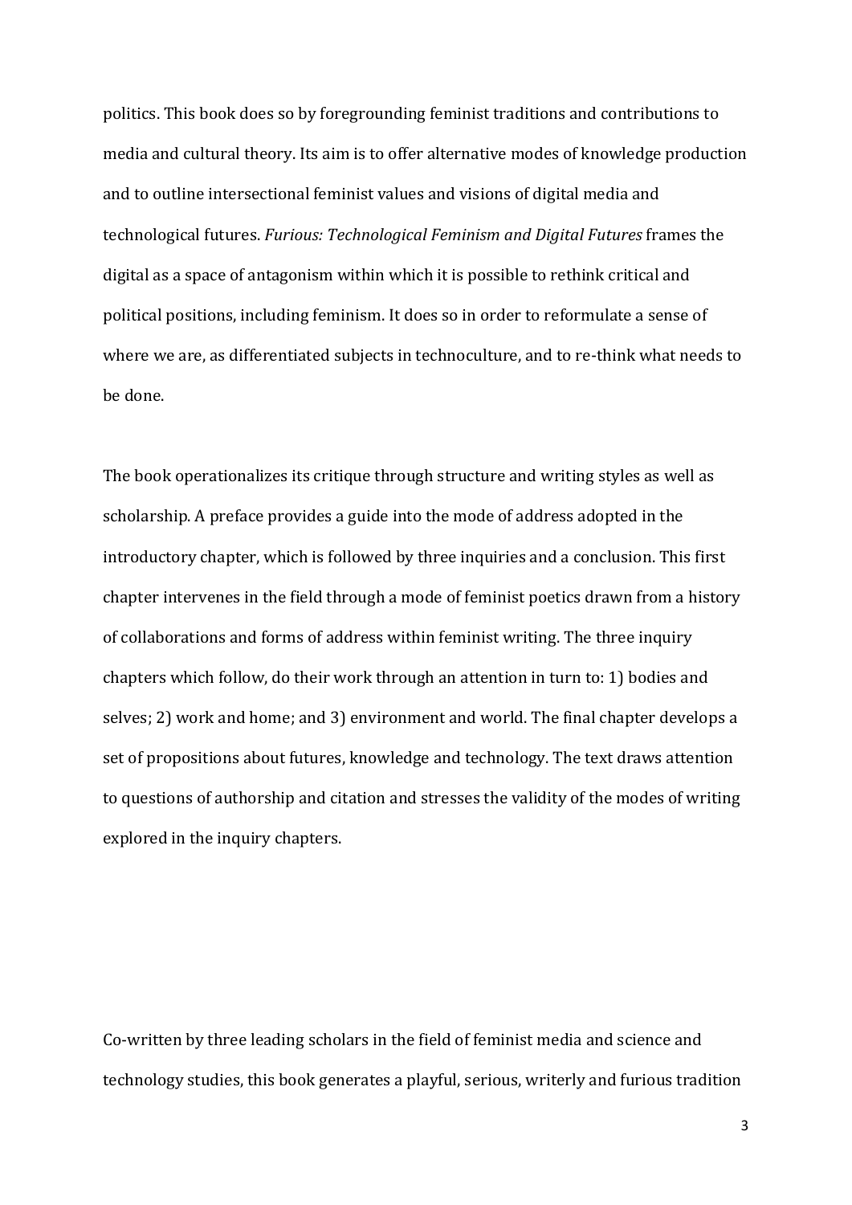politics. This book does so by foregrounding feminist traditions and contributions to media and cultural theory. Its aim is to offer alternative modes of knowledge production and to outline intersectional feminist values and visions of digital media and technological futures. *Furious: Technological Feminism and Digital Futures* frames the digital as a space of antagonism within which it is possible to rethink critical and political positions, including feminism. It does so in order to reformulate a sense of where we are, as differentiated subjects in technoculture, and to re-think what needs to be done.

The book operationalizes its critique through structure and writing styles as well as scholarship. A preface provides a guide into the mode of address adopted in the introductory chapter, which is followed by three inquiries and a conclusion. This first chapter intervenes in the field through a mode of feminist poetics drawn from a history of collaborations and forms of address within feminist writing. The three inquiry chapters which follow, do their work through an attention in turn to: 1) bodies and selves; 2) work and home; and 3) environment and world. The final chapter develops a set of propositions about futures, knowledge and technology. The text draws attention to questions of authorship and citation and stresses the validity of the modes of writing explored in the inquiry chapters.

Co-written by three leading scholars in the field of feminist media and science and technology studies, this book generates a playful, serious, writerly and furious tradition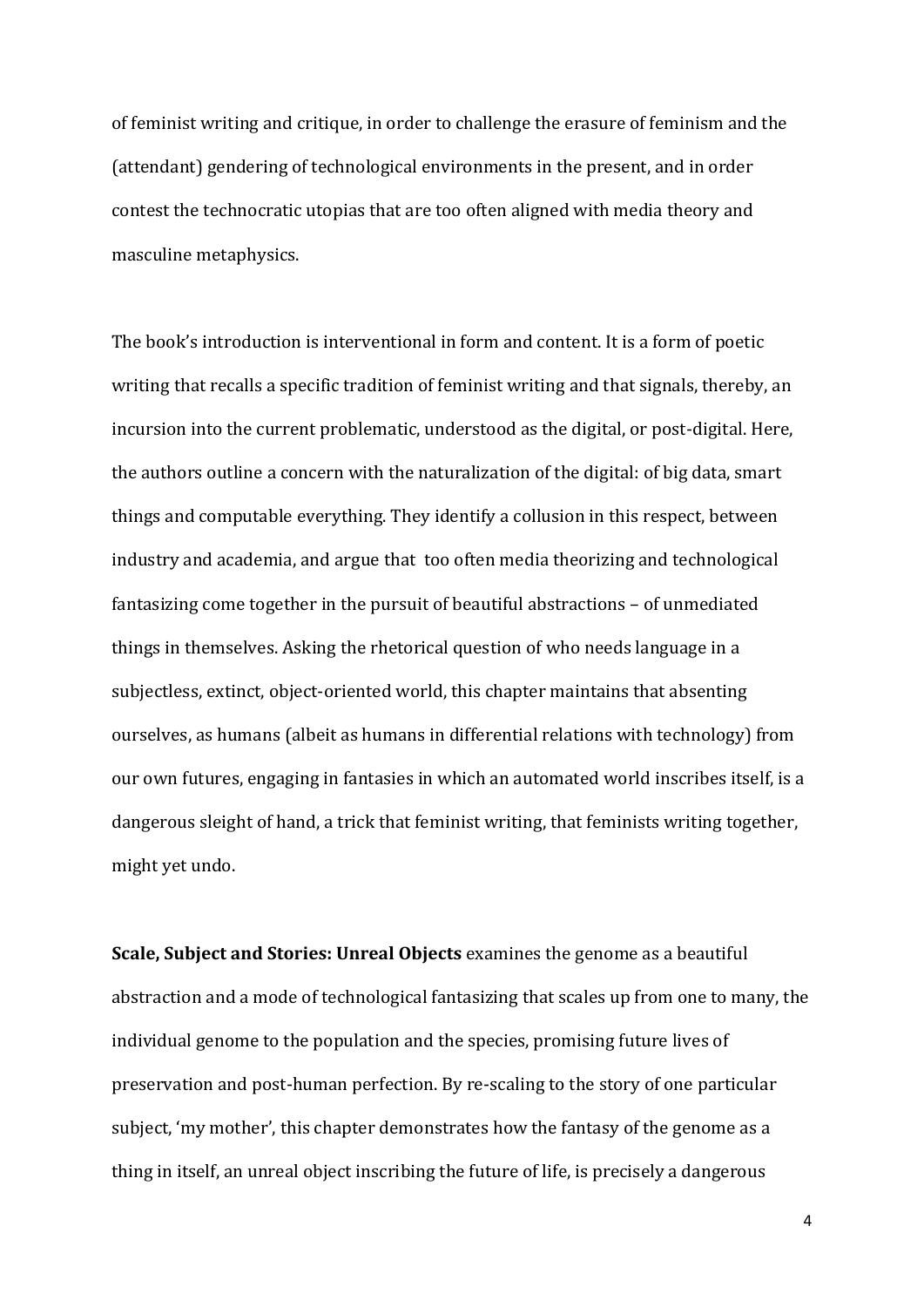of feminist writing and critique, in order to challenge the erasure of feminism and the (attendant) gendering of technological environments in the present, and in order contest the technocratic utopias that are too often aligned with media theory and masculine metaphysics.

The book's introduction is interventional in form and content. It is a form of poetic writing that recalls a specific tradition of feminist writing and that signals, thereby, an incursion into the current problematic, understood as the digital, or post-digital. Here, the authors outline a concern with the naturalization of the digital: of big data, smart things and computable everything. They identify a collusion in this respect, between industry and academia, and argue that too often media theorizing and technological fantasizing come together in the pursuit of beautiful abstractions – of unmediated things in themselves. Asking the rhetorical question of who needs language in a subjectless, extinct, object-oriented world, this chapter maintains that absenting ourselves, as humans (albeit as humans in differential relations with technology) from our own futures, engaging in fantasies in which an automated world inscribes itself, is a dangerous sleight of hand, a trick that feminist writing, that feminists writing together, might yet undo.

**Scale, Subject and Stories: Unreal Objects** examines the genome as a beautiful abstraction and a mode of technological fantasizing that scales up from one to many, the individual genome to the population and the species, promising future lives of preservation and post-human perfection. By re-scaling to the story of one particular subject, 'my mother', this chapter demonstrates how the fantasy of the genome as a thing in itself, an unreal object inscribing the future of life, is precisely a dangerous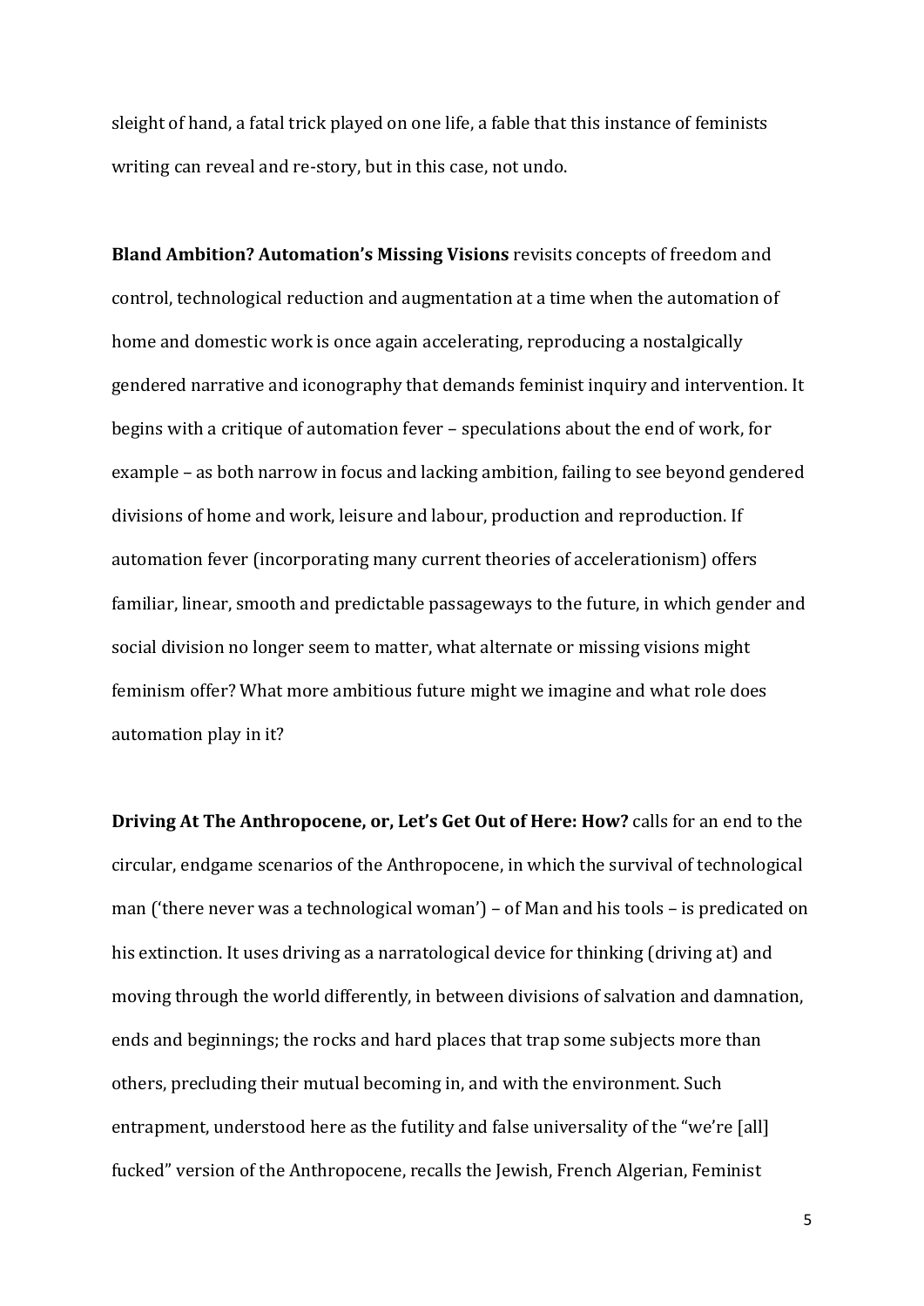sleight of hand, a fatal trick played on one life, a fable that this instance of feminists writing can reveal and re-story, but in this case, not undo.

**Bland Ambition? Automation's Missing Visions** revisits concepts of freedom and control, technological reduction and augmentation at a time when the automation of home and domestic work is once again accelerating, reproducing a nostalgically gendered narrative and iconography that demands feminist inquiry and intervention. It begins with a critique of automation fever – speculations about the end of work, for example – as both narrow in focus and lacking ambition, failing to see beyond gendered divisions of home and work, leisure and labour, production and reproduction. If automation fever (incorporating many current theories of accelerationism) offers familiar, linear, smooth and predictable passageways to the future, in which gender and social division no longer seem to matter, what alternate or missing visions might feminism offer? What more ambitious future might we imagine and what role does automation play in it?

**Driving At The Anthropocene, or, Let's Get Out of Here: How?** calls for an end to the circular, endgame scenarios of the Anthropocene, in which the survival of technological man ('there never was a technological woman') – of Man and his tools – is predicated on his extinction. It uses driving as a narratological device for thinking (driving at) and moving through the world differently, in between divisions of salvation and damnation, ends and beginnings; the rocks and hard places that trap some subjects more than others, precluding their mutual becoming in, and with the environment. Such entrapment, understood here as the futility and false universality of the "we're [all] fucked" version of the Anthropocene, recalls the Jewish, French Algerian, Feminist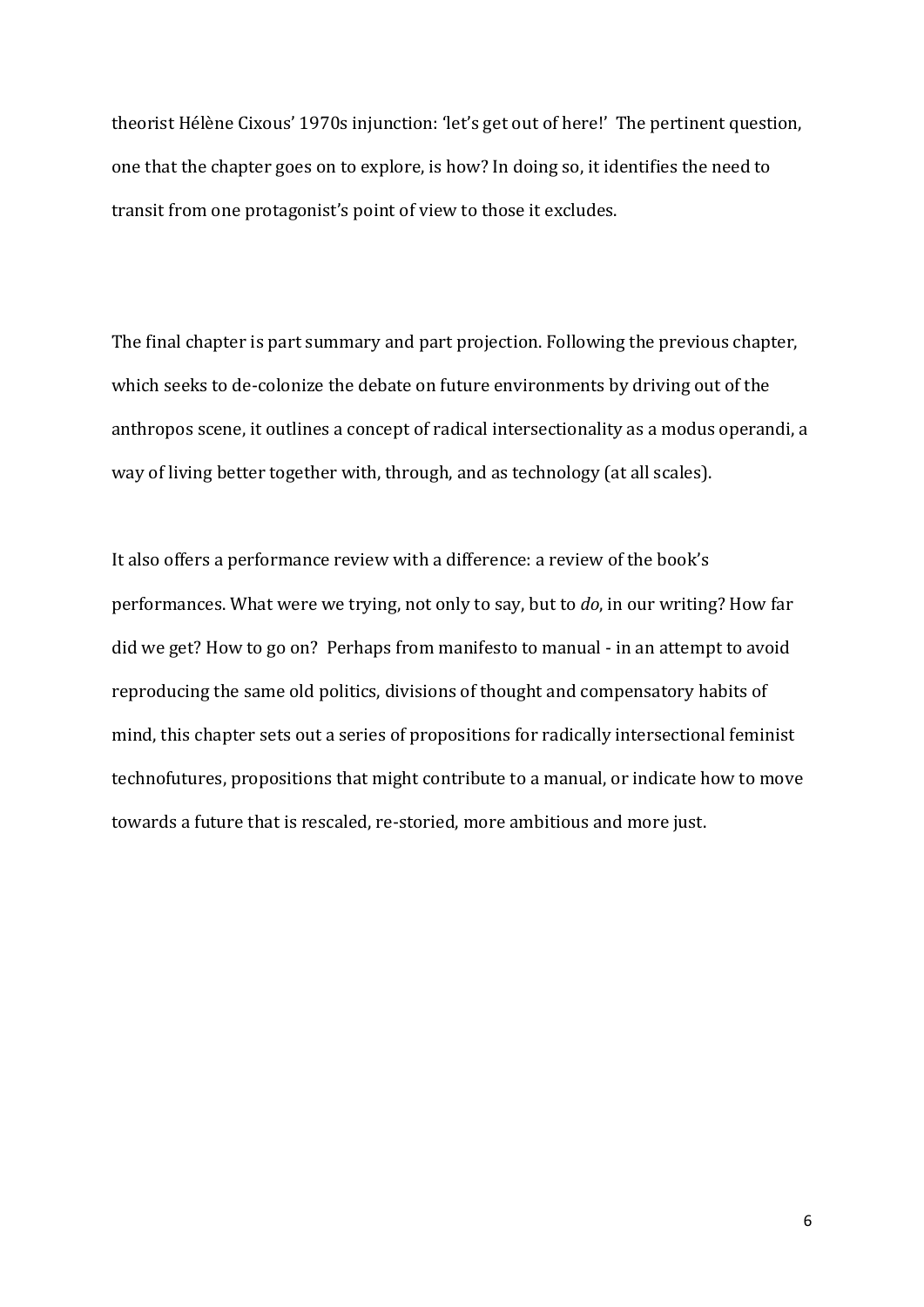theorist Hélène Cixous' 1970s injunction: 'let's get out of here!' The pertinent question, one that the chapter goes on to explore, is how? In doing so, it identifies the need to transit from one protagonist's point of view to those it excludes.

The final chapter is part summary and part projection. Following the previous chapter, which seeks to de-colonize the debate on future environments by driving out of the anthropos scene, it outlines a concept of radical intersectionality as a modus operandi, a way of living better together with, through, and as technology (at all scales).

It also offers a performance review with a difference: a review of the book's performances. What were we trying, not only to say, but to *do*, in our writing? How far did we get? How to go on? Perhaps from manifesto to manual - in an attempt to avoid reproducing the same old politics, divisions of thought and compensatory habits of mind, this chapter sets out a series of propositions for radically intersectional feminist technofutures, propositions that might contribute to a manual, or indicate how to move towards a future that is rescaled, re-storied, more ambitious and more just.